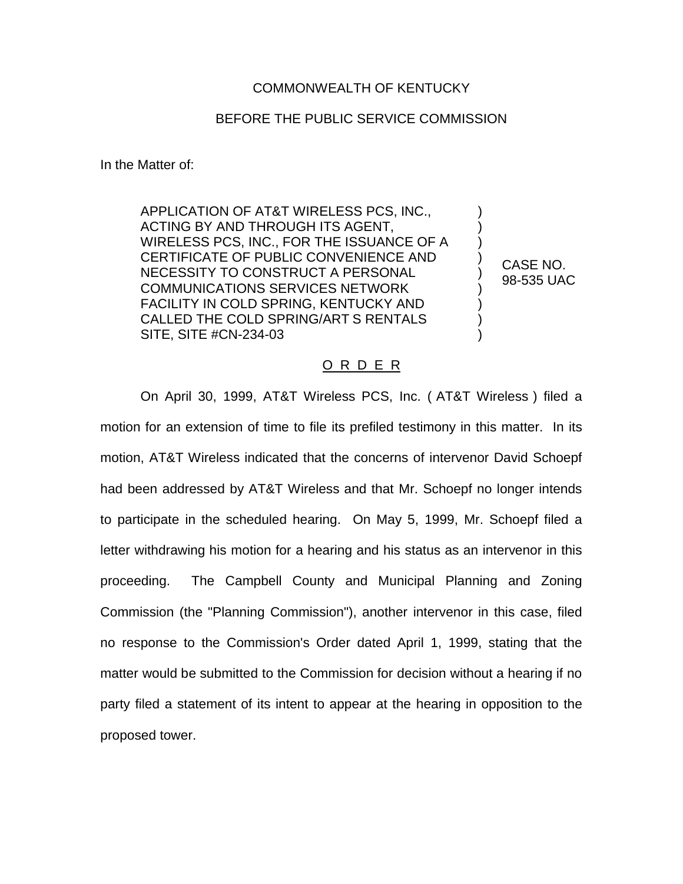COMMONWEALTH OF KENTUCKY

BEFORE THE PUBLIC SERVICE COMMISSION

In the Matter of:

| | | |
|---|---|---|
| APPLICATION OF AT&T WIRELESS PCS, INC., ACTING BY AND THROUGH ITS AGENT, WIRELESS PCS, INC., FOR THE ISSUANCE OF A CERTIFICATE OF PUBLIC CONVENIENCE AND NECESSITY TO CONSTRUCT A PERSONAL COMMUNICATIONS SERVICES NETWORK FACILITY IN COLD SPRING, KENTUCKY AND CALLED THE COLD SPRING/ART S RENTALS SITE, SITE #CN-234-03 | ) | CASE NO. 98-535 UAC |

O R D E R

On April 30, 1999, AT&T Wireless PCS, Inc. ( AT&T Wireless ) filed a motion for an extension of time to file its prefiled testimony in this matter. In its motion, AT&T Wireless indicated that the concerns of intervenor David Schoepf had been addressed by AT&T Wireless and that Mr. Schoepf no longer intends to participate in the scheduled hearing. On May 5, 1999, Mr. Schoepf filed a letter withdrawing his motion for a hearing and his status as an intervenor in this proceeding. The Campbell County and Municipal Planning and Zoning Commission (the "Planning Commission"), another intervenor in this case, filed no response to the Commission's Order dated April 1, 1999, stating that the matter would be submitted to the Commission for decision without a hearing if no party filed a statement of its intent to appear at the hearing in opposition to the proposed tower.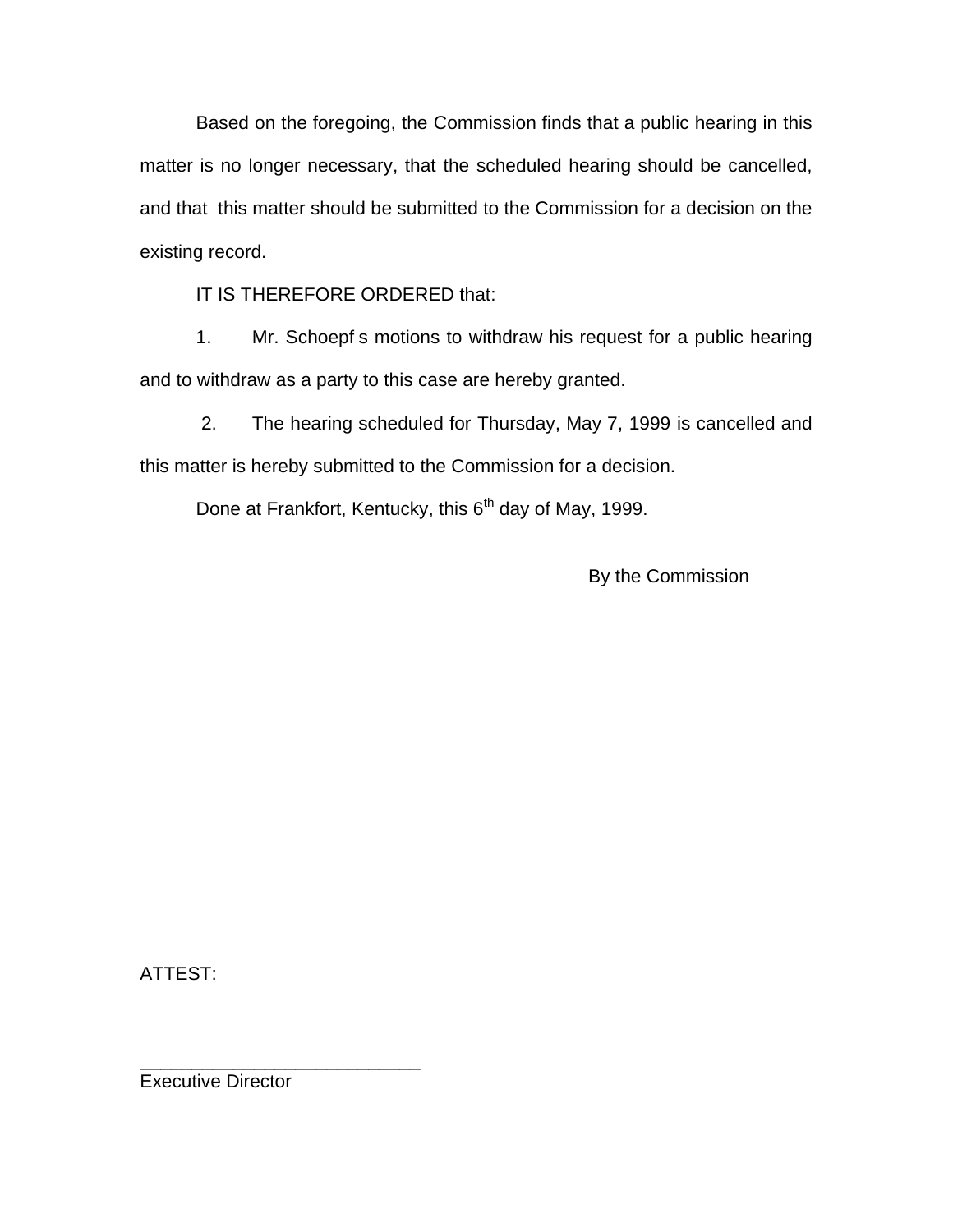Based on the foregoing, the Commission finds that a public hearing in this matter is no longer necessary, that the scheduled hearing should be cancelled, and that this matter should be submitted to the Commission for a decision on the existing record.

IT IS THEREFORE ORDERED that:

1. Mr. Schoepf s motions to withdraw his request for a public hearing and to withdraw as a party to this case are hereby granted.

2. The hearing scheduled for Thursday, May 7, 1999 is cancelled and this matter is hereby submitted to the Commission for a decision.

Done at Frankfort, Kentucky, this 6th day of May, 1999.

By the Commission

ATTEST:

\_\_\_\_\_\_\_\_\_\_\_\_\_\_\_\_\_\_\_\_\_\_\_\_\_\_\_\_

Executive Director